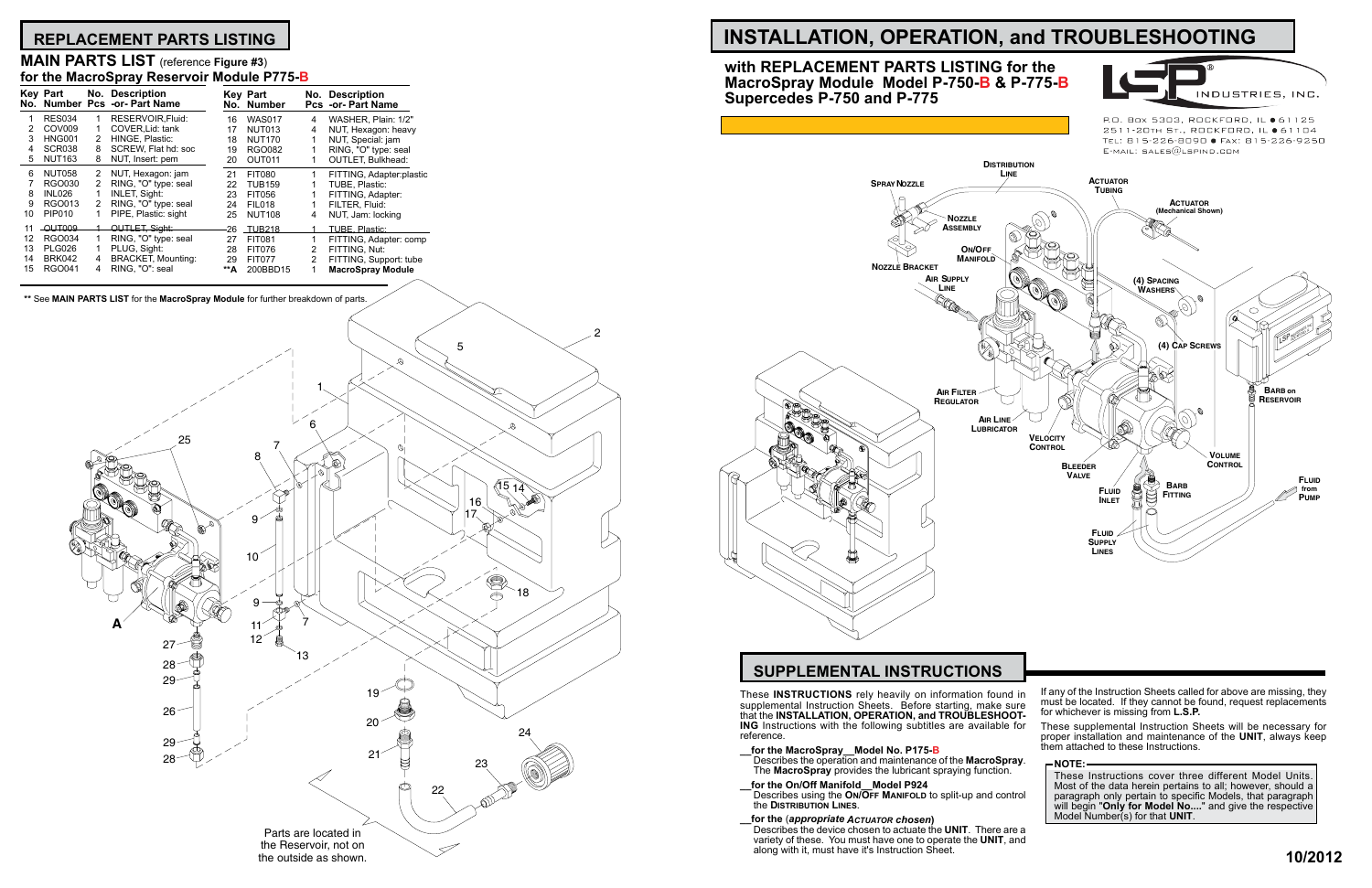## REPLACEMENT PARTS LISTING

### MAIN PARTS LIST (reference Figure #3) for the MacroSpray Reservoir Module P775-B

| Key No. | Part Number | No. Pcs | Description -or- Part Name | Key No. | Part Number | No. Pcs | Description -or- Part Name |
|---|---|---|---|---|---|---|---|
| 1 | RES034 | 1 | RESERVOIR,Fluid: | 16 | WAS017 | 4 | WASHER, Plain: 1/2" |
| 2 | COV009 | 1 | COVER,Lid: tank | 17 | NUT013 | 4 | NUT, Hexagon: heavy |
| 3 | HNG001 | 2 | HINGE, Plastic: | 18 | NUT170 | 1 | NUT, Special: jam |
| 4 | SCR038 | 8 | SCREW, Flat hd: soc | 19 | RGO082 | 1 | RING, "O" type: seal |
| 5 | NUT163 | 8 | NUT, Insert: pem | 20 | OUT011 | 1 | OUTLET, Bulkhead: |
| 6 | NUT058 | 2 | NUT, Hexagon: jam | 21 | FIT080 | 1 | FITTING, Adapter:plastic |
| 7 | RGO030 | 2 | RING, "O" type: seal | 22 | TUB159 | 1 | TUBE, Plastic: |
| 8 | INL026 | 1 | INLET, Sight: | 23 | FIT056 | 1 | FITTING, Adapter: |
| 9 | RGO013 | 2 | RING, "O" type: seal | 24 | FIL018 | 1 | FILTER, Fluid: |
| 10 | PIP010 | 1 | PIPE, Plastic: sight | 25 | NUT108 | 4 | NUT, Jam: locking |
| 11 | ~~OUT009~~ | ~~1~~ | ~~OUTLET, Sight:~~ | ~~26~~ | ~~TUB218~~ | ~~1~~ | ~~TUBE, Plastic:~~ |
| 12 | RGO034 | 1 | RING, "O" type: seal | 27 | FIT081 | 1 | FITTING, Adapter: comp |
| 13 | PLG026 | 1 | PLUG, Sight: | 28 | FIT076 | 2 | FITTING, Nut: |
| 14 | BRK042 | 4 | BRACKET, Mounting: | 29 | FIT077 | 2 | FITTING, Support: tube |
| 15 | RGO041 | 4 | RING, "O": seal | **A | 200BBD15 | 1 | **MacroSpray Module** |

** See **MAIN PARTS LIST** for the **MacroSpray Module** for further breakdown of parts.

Parts are located in the Reservoir, not on the outside as shown.

# INSTALLATION, OPERATION, and TROUBLESHOOTING

### with REPLACEMENT PARTS LISTING for the MacroSpray Module Model P-750-B & P-775-B Supercedes P-750 and P-775

LSP INDUSTRIES, INC.

P.O. Box 5303, Rockford, IL ● 61125
2511-20th St., Rockford, IL ● 61104
Tel: 815-226-8090 ● Fax: 815-226-9250
E-mail: sales@lspind.com

## SUPPLEMENTAL INSTRUCTIONS

These **INSTRUCTIONS** rely heavily on information found in supplemental Instruction Sheets. Before starting, make sure that the **INSTALLATION, OPERATION, and TROUBLESHOOTING** Instructions with the following subtitles are available for reference.

**__for the MacroSpray__Model No. P175-B**
Describes the operation and maintenance of the **MacroSpray**. The **MacroSpray** provides the lubricant spraying function.

**__for the On/Off Manifold__Model P924**
Describes using the **On/Off Manifold** to split-up and control the **Distribution Lines**.

**__for the (*appropriate Actuator chosen*)**
Describes the device chosen to actuate the **UNIT**. There are a variety of these. You must have one to operate the **UNIT**, and along with it, must have it's Instruction Sheet.

If any of the Instruction Sheets called for above are missing, they must be located. If they cannot be found, request replacements for whichever is missing from **L.S.P.**

These supplemental Instruction Sheets will be necessary for proper installation and maintenance of the **UNIT**, always keep them attached to these Instructions.

**NOTE:**
These Instructions cover three different Model Units. Most of the data herein pertains to all; however, should a paragraph only pertain to specific Models, that paragraph will begin **"Only for Model No...."** and give the respective Model Number(s) for that **UNIT**.

10/2012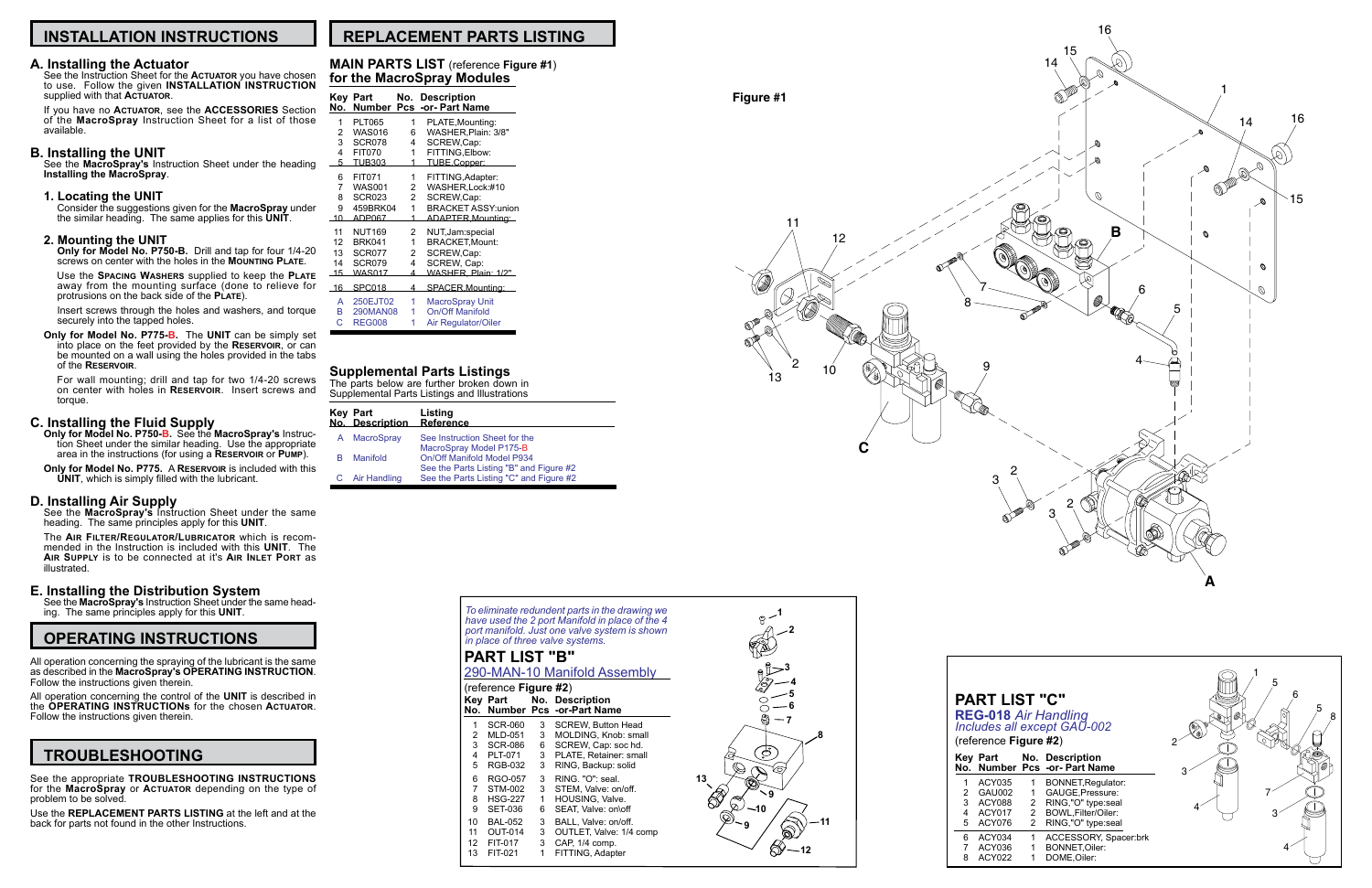# INSTALLATION INSTRUCTIONS

## A. Installing the Actuator

See the Instruction Sheet for the **ACTUATOR** you have chosen to use. Follow the given **INSTALLATION INSTRUCTION** supplied with that **ACTUATOR**.

If you have no **ACTUATOR**, see the **ACCESSORIES** Section of the **MacroSpray** Instruction Sheet for a list of those available.

## B. Installing the UNIT

See the **MacroSpray's** Instruction Sheet under the heading **Installing the MacroSpray**.

### 1. Locating the UNIT

Consider the suggestions given for the **MacroSpray** under the similar heading. The same applies for this **UNIT**.

### 2. Mounting the UNIT

**Only for Model No. P750-B.** Drill and tap for four 1/4-20 screws on center with the holes in the **MOUNTING PLATE**.

Use the **SPACING WASHERS** supplied to keep the **PLATE** away from the mounting surface (done to relieve for protrusions on the back side of the **PLATE**).

Insert screws through the holes and washers, and torque securely into the tapped holes.

**Only for Model No. P775-B.** The **UNIT** can be simply set into place on the feet provided by the **RESERVOIR**, or can be mounted on a wall using the holes provided in the tabs of the **RESERVOIR**.

For wall mounting; drill and tap for two 1/4-20 screws on center with holes in **RESERVOIR**. Insert screws and torque.

## C. Installing the Fluid Supply

**Only for Model No. P750-B.** See the **MacroSpray's** Instruction Sheet under the similar heading. Use the appropriate area in the instructions (for using a **RESERVOIR** or **PUMP**).

**Only for Model No. P775.** A **RESERVOIR** is included with this **UNIT**, which is simply filled with the lubricant.

## D. Installing Air Supply

See the **MacroSpray's** Instruction Sheet under the same heading. The same principles apply for this **UNIT**.

The **AIR FILTER/REGULATOR/LUBRICATOR** which is recommended in the Instruction is included with this **UNIT**. The **AIR SUPPLY** is to be connected at it's **AIR INLET PORT** as illustrated.

## E. Installing the Distribution System

See the **MacroSpray's** Instruction Sheet under the same heading. The same principles apply for this **UNIT**.

# OPERATING INSTRUCTIONS

All operation concerning the spraying of the lubricant is the same as described in the **MacroSpray's OPERATING INSTRUCTION**. Follow the instructions given therein.

All operation concerning the control of the **UNIT** is described in the **OPERATING INSTRUCTIONs** for the chosen **ACTUATOR**. Follow the instructions given therein.

# TROUBLESHOOTING

See the appropriate **TROUBLESHOOTING INSTRUCTIONS** for the **MacroSpray** or **ACTUATOR** depending on the type of problem to be solved.

Use the **REPLACEMENT PARTS LISTING** at the left and at the back for parts not found in the other Instructions.

# REPLACEMENT PARTS LISTING

## MAIN PARTS LIST (reference Figure #1) for the MacroSpray Modules

| Key No. | Part Number | No. Pcs | Description -or- Part Name |
|---|---|---|---|
| 1 | PLT065 | 1 | PLATE,Mounting: |
| 2 | WAS016 | 6 | WASHER,Plain: 3/8" |
| 3 | SCR078 | 4 | SCREW,Cap: |
| 4 | FIT070 | 1 | FITTING,Elbow: |
| 5 | TUB303 | 1 | TUBE,Copper: |
| 6 | FIT071 | 1 | FITTING,Adapter: |
| 7 | WAS001 | 2 | WASHER,Lock:#10 |
| 8 | SCR023 | 2 | SCREW,Cap: |
| 9 | 459BRK04 | 1 | BRACKET ASSY:union |
| 10 | ADP067 | 1 | ADAPTER,Mounting: |
| 11 | NUT169 | 2 | NUT,Jam:special |
| 12 | BRK041 | 1 | BRACKET,Mount: |
| 13 | SCR077 | 2 | SCREW,Cap: |
| 14 | SCR079 | 4 | SCREW, Cap: |
| 15 | WAS017 | 4 | WASHER, Plain: 1/2" |
| 16 | SPC018 | 4 | SPACER,Mounting: |
| A | 250EJT02 | 1 | MacroSpray Unit |
| B | 290MAN08 | 1 | On/Off Manifold |
| C | REG008 | 1 | Air Regulator/Oiler |

## Supplemental Parts Listings

The parts below are further broken down in Supplemental Parts Listings and Illustrations

| Key No. | Part Description | Listing Reference |
|---|---|---|
| A | MacroSpray | See Instruction Sheet for the MacroSpray Model P175-B |
| B | Manifold | On/Off Manifold Model P934 See the Parts Listing "B" and Figure #2 |
| C | Air Handling | See the Parts Listing "C" and Figure #2 |

Figure #1

*To eliminate redundent parts in the drawing we have used the 2 port Manifold in place of the 4 port manifold. Just one valve system is shown in place of three valve systems.*

## PART LIST "B"

290-MAN-10 Manifold Assembly

(reference **Figure #2**)

| Key No. | Part Number | No. Pcs | Description -or-Part Name |
|---|---|---|---|
| 1 | SCR-060 | 3 | SCREW, Button Head |
| 2 | MLD-051 | 3 | MOLDING, Knob: small |
| 3 | SCR-086 | 6 | SCREW, Cap: soc hd. |
| 4 | PLT-071 | 3 | PLATE, Retainer: small |
| 5 | RGB-032 | 3 | RING, Backup: solid |
| 6 | RGO-057 | 3 | RING. "O": seal. |
| 7 | STM-002 | 3 | STEM, Valve: on/off. |
| 8 | HSG-227 | 1 | HOUSING, Valve. |
| 9 | SET-036 | 6 | SEAT, Valve: on\off |
| 10 | BAL-052 | 3 | BALL, Valve: on/off. |
| 11 | OUT-014 | 3 | OUTLET, Valve: 1/4 comp |
| 12 | FIT-017 | 3 | CAP, 1/4 comp. |
| 13 | FIT-021 | 1 | FITTING, Adapter |

## PART LIST "C"

**REG-018** *Air Handling*
*Includes all except GAU-002*

(reference **Figure #2**)

| Key No. | Part Number | No. Pcs | Description -or- Part Name |
|---|---|---|---|
| 1 | ACY035 | 1 | BONNET,Regulator: |
| 2 | GAU002 | 1 | GAUGE,Pressure: |
| 3 | ACY088 | 2 | RING,"O" type:seal |
| 4 | ACY017 | 2 | BOWL,Filter/Oiler: |
| 5 | ACY076 | 2 | RING,"O" type:seal |
| 6 | ACY034 | 1 | ACCESSORY, Spacer:brk |
| 7 | ACY036 | 1 | BONNET,Oiler: |
| 8 | ACY022 | 1 | DOME,Oiler: |